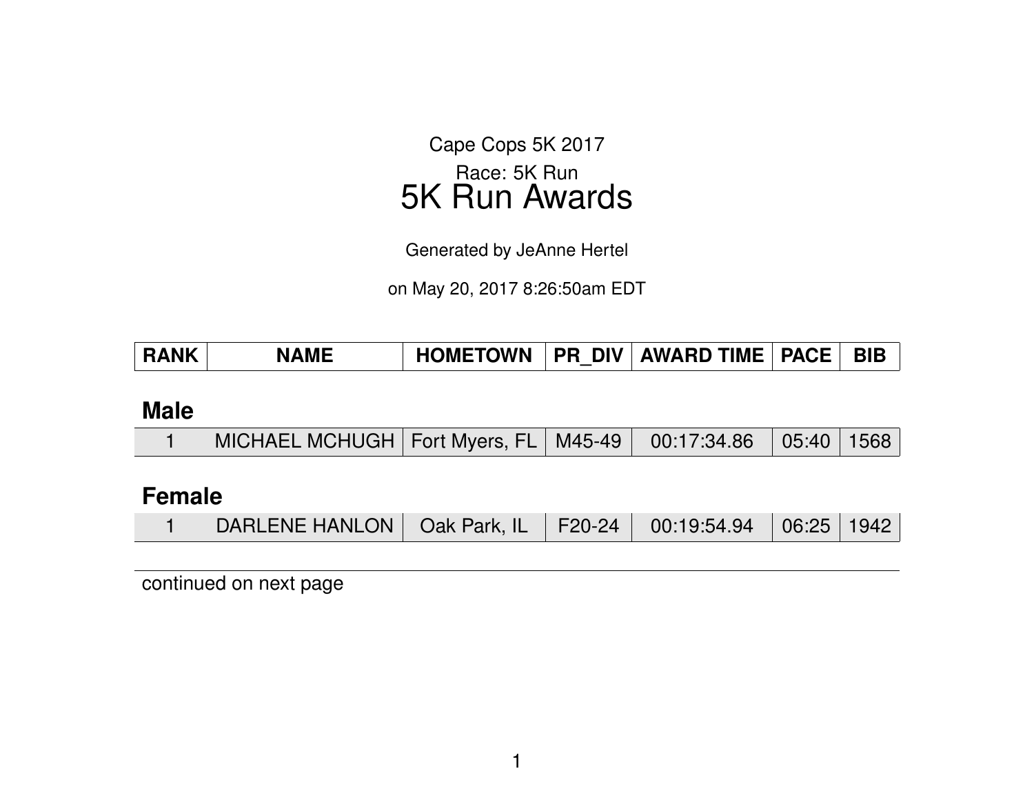Cape Cops 5K 2017

Race: 5K Run

# 5K Run Awards

Generated by JeAnne Hertel

on May 20, 2017 8:26:50am EDT

| RANK | NAME | HOMETOWN | PR_DIV | AWARD TIME | PACE | BIB |
|---|---|---|---|---|---|---|
| **Male** | | | | | | |
| 1 | MICHAEL MCHUGH | Fort Myers, FL | M45-49 | 00:17:34.86 | 05:40 | 1568 |
| **Female** | | | | | | |
| 1 | DARLENE HANLON | Oak Park, IL | F20-24 | 00:19:54.94 | 06:25 | 1942 |

continued on next page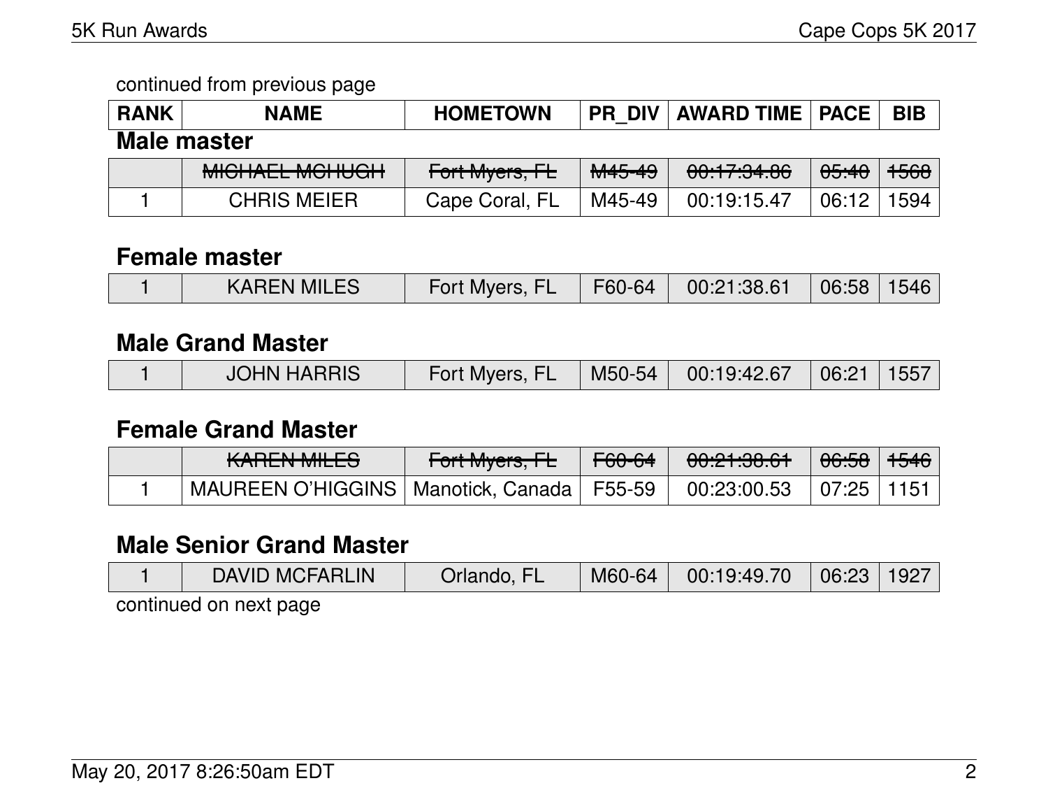continued from previous page

| RANK | NAME | HOMETOWN | PR_DIV | AWARD TIME | PACE | BIB |
|---|---|---|---|---|---|---|

### Male master

| RANK | NAME | HOMETOWN | PR_DIV | AWARD TIME | PACE | BIB |
|---|---|---|---|---|---|---|
| | ~~MICHAEL MCHUGH~~ | ~~Fort Myers, FL~~ | ~~M45-49~~ | ~~00:17:34.86~~ | ~~05:40~~ | ~~1568~~ |
| 1 | CHRIS MEIER | Cape Coral, FL | M45-49 | 00:19:15.47 | 06:12 | 1594 |

### Female master

| RANK | NAME | HOMETOWN | PR_DIV | AWARD TIME | PACE | BIB |
|---|---|---|---|---|---|---|
| 1 | KAREN MILES | Fort Myers, FL | F60-64 | 00:21:38.61 | 06:58 | 1546 |

### Male Grand Master

| RANK | NAME | HOMETOWN | PR_DIV | AWARD TIME | PACE | BIB |
|---|---|---|---|---|---|---|
| 1 | JOHN HARRIS | Fort Myers, FL | M50-54 | 00:19:42.67 | 06:21 | 1557 |

### Female Grand Master

| RANK | NAME | HOMETOWN | PR_DIV | AWARD TIME | PACE | BIB |
|---|---|---|---|---|---|---|
| | ~~KAREN MILES~~ | ~~Fort Myers, FL~~ | ~~F60-64~~ | ~~00:21:38.61~~ | ~~06:58~~ | ~~1546~~ |
| 1 | MAUREEN O'HIGGINS | Manotick, Canada | F55-59 | 00:23:00.53 | 07:25 | 1151 |

### Male Senior Grand Master

| RANK | NAME | HOMETOWN | PR_DIV | AWARD TIME | PACE | BIB |
|---|---|---|---|---|---|---|
| 1 | DAVID MCFARLIN | Orlando, FL | M60-64 | 00:19:49.70 | 06:23 | 1927 |

continued on next page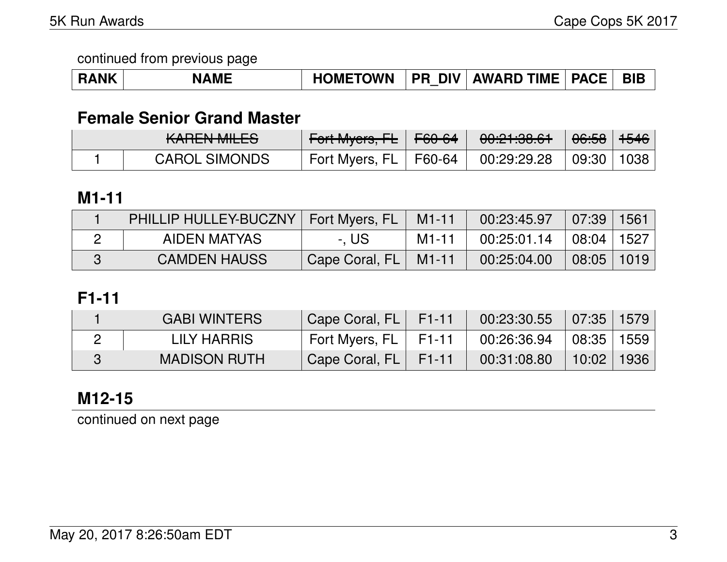continued from previous page

| RANK | NAME | HOMETOWN | PR_DIV | AWARD TIME | PACE | BIB |
|---|---|---|---|---|---|---|

## Female Senior Grand Master

| RANK | NAME | HOMETOWN | PR_DIV | AWARD TIME | PACE | BIB |
|---|---|---|---|---|---|---|
| | ~~KAREN MILES~~ | ~~Fort Myers, FL~~ | ~~F60-64~~ | ~~00:21:38.61~~ | ~~06:58~~ | ~~1546~~ |
| 1 | CAROL SIMONDS | Fort Myers, FL | F60-64 | 00:29:29.28 | 09:30 | 1038 |

## M1-11

| RANK | NAME | HOMETOWN | PR_DIV | AWARD TIME | PACE | BIB |
|---|---|---|---|---|---|---|
| 1 | PHILLIP HULLEY-BUCZNY | Fort Myers, FL | M1-11 | 00:23:45.97 | 07:39 | 1561 |
| 2 | AIDEN MATYAS | -, US | M1-11 | 00:25:01.14 | 08:04 | 1527 |
| 3 | CAMDEN HAUSS | Cape Coral, FL | M1-11 | 00:25:04.00 | 08:05 | 1019 |

## F1-11

| RANK | NAME | HOMETOWN | PR_DIV | AWARD TIME | PACE | BIB |
|---|---|---|---|---|---|---|
| 1 | GABI WINTERS | Cape Coral, FL | F1-11 | 00:23:30.55 | 07:35 | 1579 |
| 2 | LILY HARRIS | Fort Myers, FL | F1-11 | 00:26:36.94 | 08:35 | 1559 |
| 3 | MADISON RUTH | Cape Coral, FL | F1-11 | 00:31:08.80 | 10:02 | 1936 |

## M12-15

continued on next page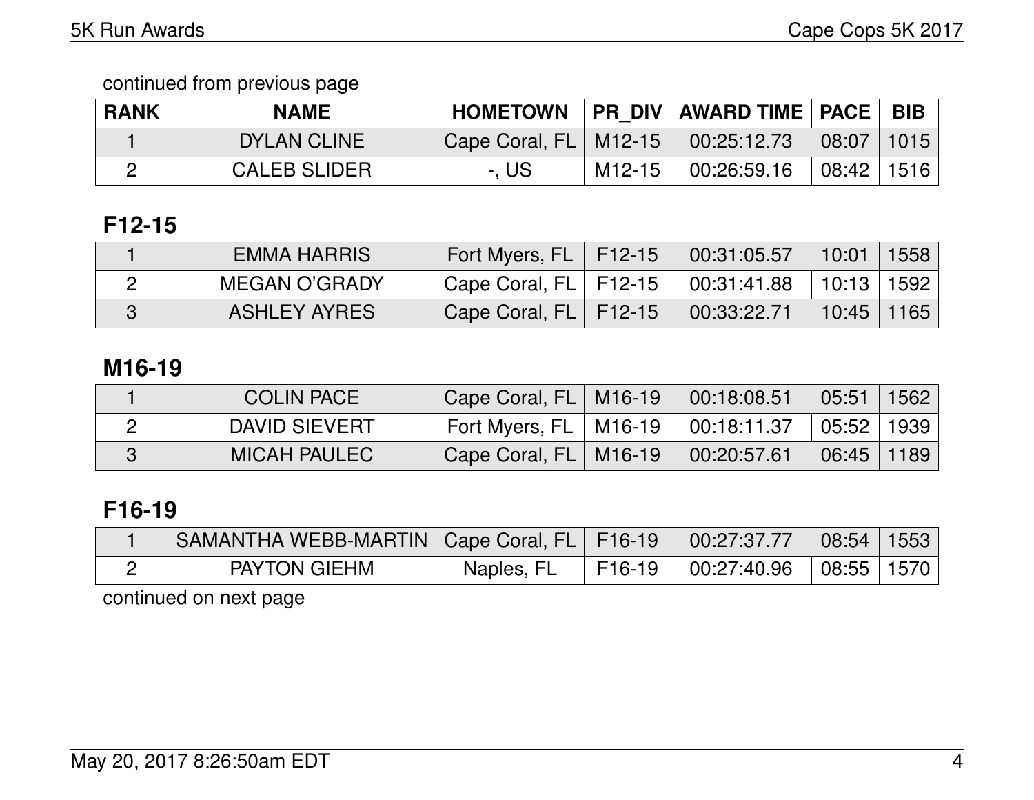continued from previous page

| RANK | NAME | HOMETOWN | PR_DIV | AWARD TIME | PACE | BIB |
|---|---|---|---|---|---|---|
| 1 | DYLAN CLINE | Cape Coral, FL | M12-15 | 00:25:12.73 | 08:07 | 1015 |
| 2 | CALEB SLIDER | -, US | M12-15 | 00:26:59.16 | 08:42 | 1516 |

## F12-15

| RANK | NAME | HOMETOWN | PR_DIV | AWARD TIME | PACE | BIB |
|---|---|---|---|---|---|---|
| 1 | EMMA HARRIS | Fort Myers, FL | F12-15 | 00:31:05.57 | 10:01 | 1558 |
| 2 | MEGAN O'GRADY | Cape Coral, FL | F12-15 | 00:31:41.88 | 10:13 | 1592 |
| 3 | ASHLEY AYRES | Cape Coral, FL | F12-15 | 00:33:22.71 | 10:45 | 1165 |

## M16-19

| RANK | NAME | HOMETOWN | PR_DIV | AWARD TIME | PACE | BIB |
|---|---|---|---|---|---|---|
| 1 | COLIN PACE | Cape Coral, FL | M16-19 | 00:18:08.51 | 05:51 | 1562 |
| 2 | DAVID SIEVERT | Fort Myers, FL | M16-19 | 00:18:11.37 | 05:52 | 1939 |
| 3 | MICAH PAULEC | Cape Coral, FL | M16-19 | 00:20:57.61 | 06:45 | 1189 |

## F16-19

| RANK | NAME | HOMETOWN | PR_DIV | AWARD TIME | PACE | BIB |
|---|---|---|---|---|---|---|
| 1 | SAMANTHA WEBB-MARTIN | Cape Coral, FL | F16-19 | 00:27:37.77 | 08:54 | 1553 |
| 2 | PAYTON GIEHM | Naples, FL | F16-19 | 00:27:40.96 | 08:55 | 1570 |

continued on next page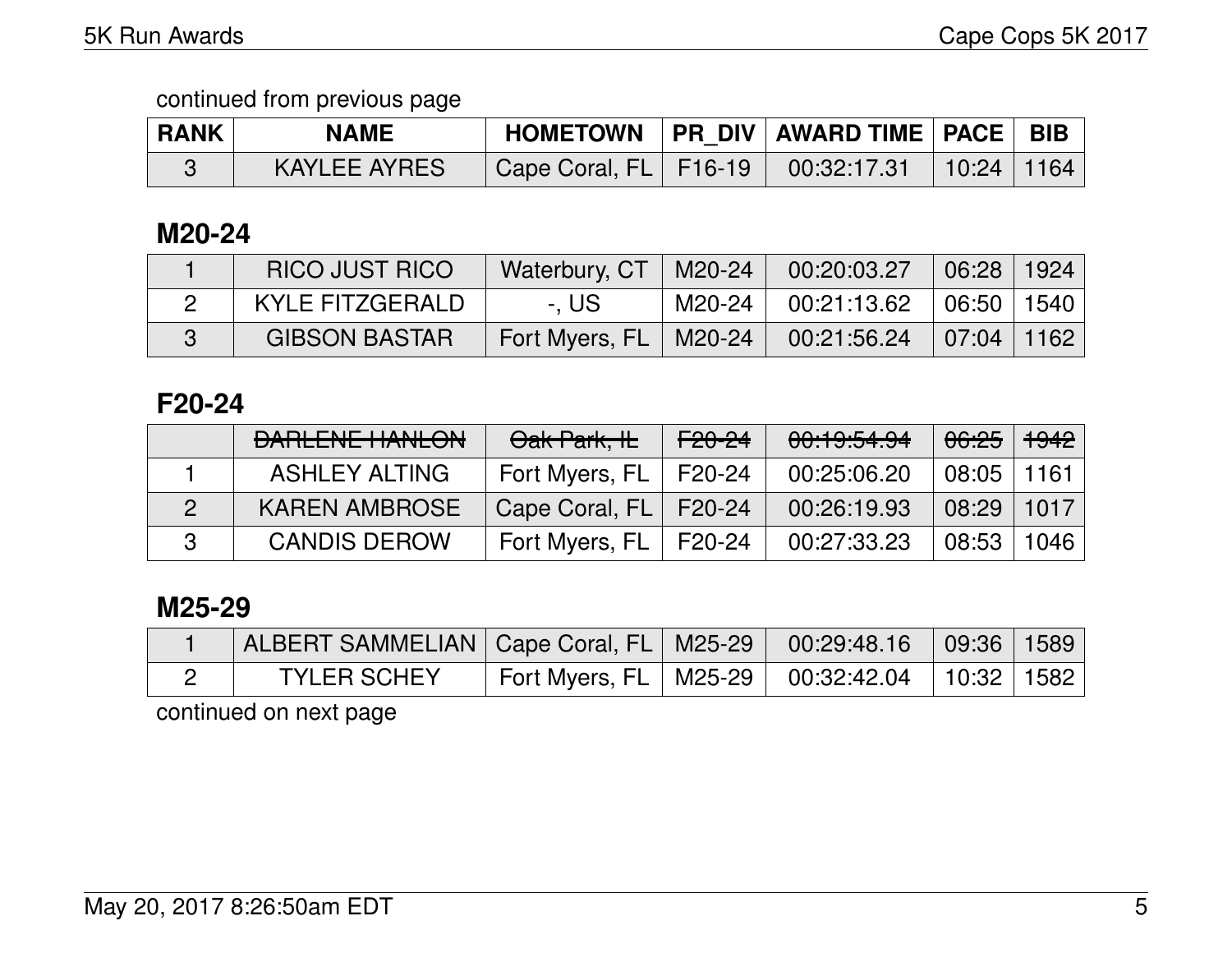continued from previous page

| RANK | NAME | HOMETOWN | PR_DIV | AWARD TIME | PACE | BIB |
|---|---|---|---|---|---|---|
| 3 | KAYLEE AYRES | Cape Coral, FL | F16-19 | 00:32:17.31 | 10:24 | 1164 |

## M20-24

| RANK | NAME | HOMETOWN | PR_DIV | AWARD TIME | PACE | BIB |
|---|---|---|---|---|---|---|
| 1 | RICO JUST RICO | Waterbury, CT | M20-24 | 00:20:03.27 | 06:28 | 1924 |
| 2 | KYLE FITZGERALD | -, US | M20-24 | 00:21:13.62 | 06:50 | 1540 |
| 3 | GIBSON BASTAR | Fort Myers, FL | M20-24 | 00:21:56.24 | 07:04 | 1162 |

## F20-24

| RANK | NAME | HOMETOWN | PR_DIV | AWARD TIME | PACE | BIB |
|---|---|---|---|---|---|---|
| | ~~DARLENE HANLON~~ | ~~Oak Park, IL~~ | ~~F20-24~~ | ~~00:19:54.94~~ | ~~06:25~~ | ~~1942~~ |
| 1 | ASHLEY ALTING | Fort Myers, FL | F20-24 | 00:25:06.20 | 08:05 | 1161 |
| 2 | KAREN AMBROSE | Cape Coral, FL | F20-24 | 00:26:19.93 | 08:29 | 1017 |
| 3 | CANDIS DEROW | Fort Myers, FL | F20-24 | 00:27:33.23 | 08:53 | 1046 |

## M25-29

| RANK | NAME | HOMETOWN | PR_DIV | AWARD TIME | PACE | BIB |
|---|---|---|---|---|---|---|
| 1 | ALBERT SAMMELIAN | Cape Coral, FL | M25-29 | 00:29:48.16 | 09:36 | 1589 |
| 2 | TYLER SCHEY | Fort Myers, FL | M25-29 | 00:32:42.04 | 10:32 | 1582 |

continued on next page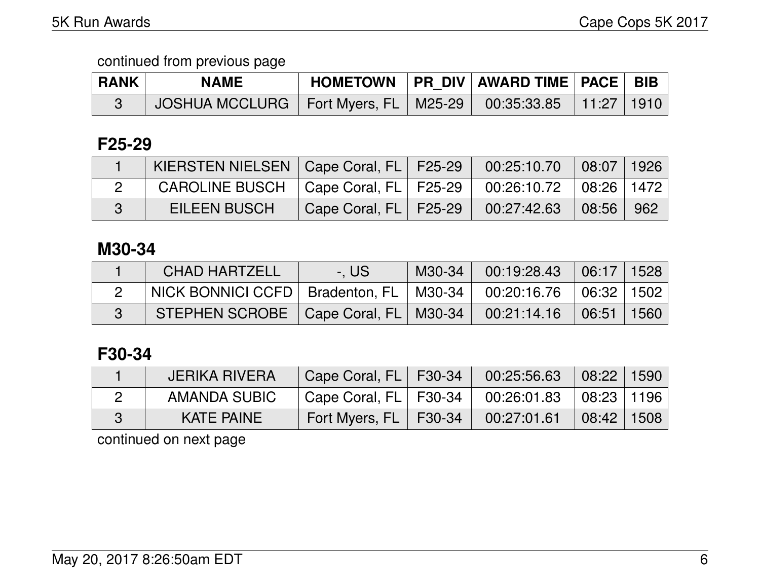continued from previous page

| RANK | NAME | HOMETOWN | PR_DIV | AWARD TIME | PACE | BIB |
|---|---|---|---|---|---|---|
| 3 | JOSHUA MCCLURG | Fort Myers, FL | M25-29 | 00:35:33.85 | 11:27 | 1910 |

## F25-29

| RANK | NAME | HOMETOWN | PR_DIV | AWARD TIME | PACE | BIB |
|---|---|---|---|---|---|---|
| 1 | KIERSTEN NIELSEN | Cape Coral, FL | F25-29 | 00:25:10.70 | 08:07 | 1926 |
| 2 | CAROLINE BUSCH | Cape Coral, FL | F25-29 | 00:26:10.72 | 08:26 | 1472 |
| 3 | EILEEN BUSCH | Cape Coral, FL | F25-29 | 00:27:42.63 | 08:56 | 962 |

## M30-34

| RANK | NAME | HOMETOWN | PR_DIV | AWARD TIME | PACE | BIB |
|---|---|---|---|---|---|---|
| 1 | CHAD HARTZELL | -, US | M30-34 | 00:19:28.43 | 06:17 | 1528 |
| 2 | NICK BONNICI CCFD | Bradenton, FL | M30-34 | 00:20:16.76 | 06:32 | 1502 |
| 3 | STEPHEN SCROBE | Cape Coral, FL | M30-34 | 00:21:14.16 | 06:51 | 1560 |

## F30-34

| RANK | NAME | HOMETOWN | PR_DIV | AWARD TIME | PACE | BIB |
|---|---|---|---|---|---|---|
| 1 | JERIKA RIVERA | Cape Coral, FL | F30-34 | 00:25:56.63 | 08:22 | 1590 |
| 2 | AMANDA SUBIC | Cape Coral, FL | F30-34 | 00:26:01.83 | 08:23 | 1196 |
| 3 | KATE PAINE | Fort Myers, FL | F30-34 | 00:27:01.61 | 08:42 | 1508 |

continued on next page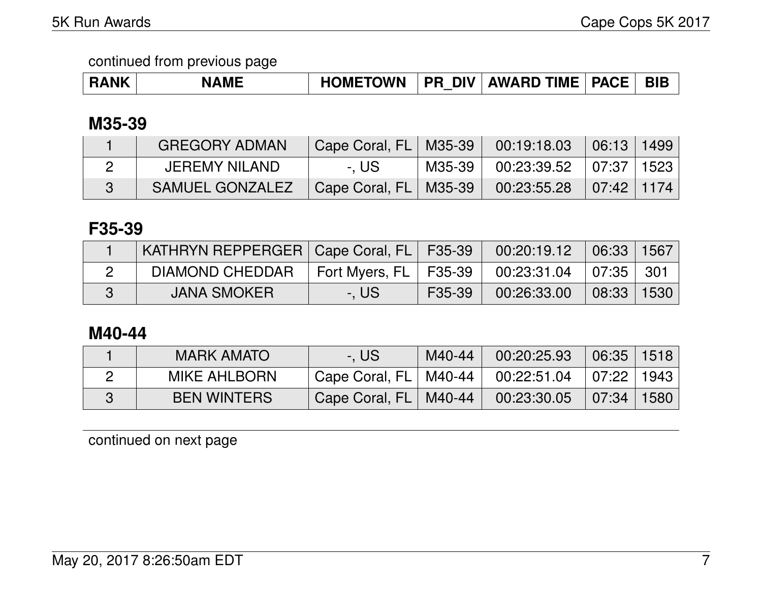continued from previous page

| RANK | NAME | HOMETOWN | PR_DIV | AWARD TIME | PACE | BIB |
|---|---|---|---|---|---|---|

## M35-39

| RANK | NAME | HOMETOWN | PR_DIV | AWARD TIME | PACE | BIB |
|---|---|---|---|---|---|---|
| 1 | GREGORY ADMAN | Cape Coral, FL | M35-39 | 00:19:18.03 | 06:13 | 1499 |
| 2 | JEREMY NILAND | -, US | M35-39 | 00:23:39.52 | 07:37 | 1523 |
| 3 | SAMUEL GONZALEZ | Cape Coral, FL | M35-39 | 00:23:55.28 | 07:42 | 1174 |

## F35-39

| RANK | NAME | HOMETOWN | PR_DIV | AWARD TIME | PACE | BIB |
|---|---|---|---|---|---|---|
| 1 | KATHRYN REPPERGER | Cape Coral, FL | F35-39 | 00:20:19.12 | 06:33 | 1567 |
| 2 | DIAMOND CHEDDAR | Fort Myers, FL | F35-39 | 00:23:31.04 | 07:35 | 301 |
| 3 | JANA SMOKER | -, US | F35-39 | 00:26:33.00 | 08:33 | 1530 |

## M40-44

| RANK | NAME | HOMETOWN | PR_DIV | AWARD TIME | PACE | BIB |
|---|---|---|---|---|---|---|
| 1 | MARK AMATO | -, US | M40-44 | 00:20:25.93 | 06:35 | 1518 |
| 2 | MIKE AHLBORN | Cape Coral, FL | M40-44 | 00:22:51.04 | 07:22 | 1943 |
| 3 | BEN WINTERS | Cape Coral, FL | M40-44 | 00:23:30.05 | 07:34 | 1580 |

continued on next page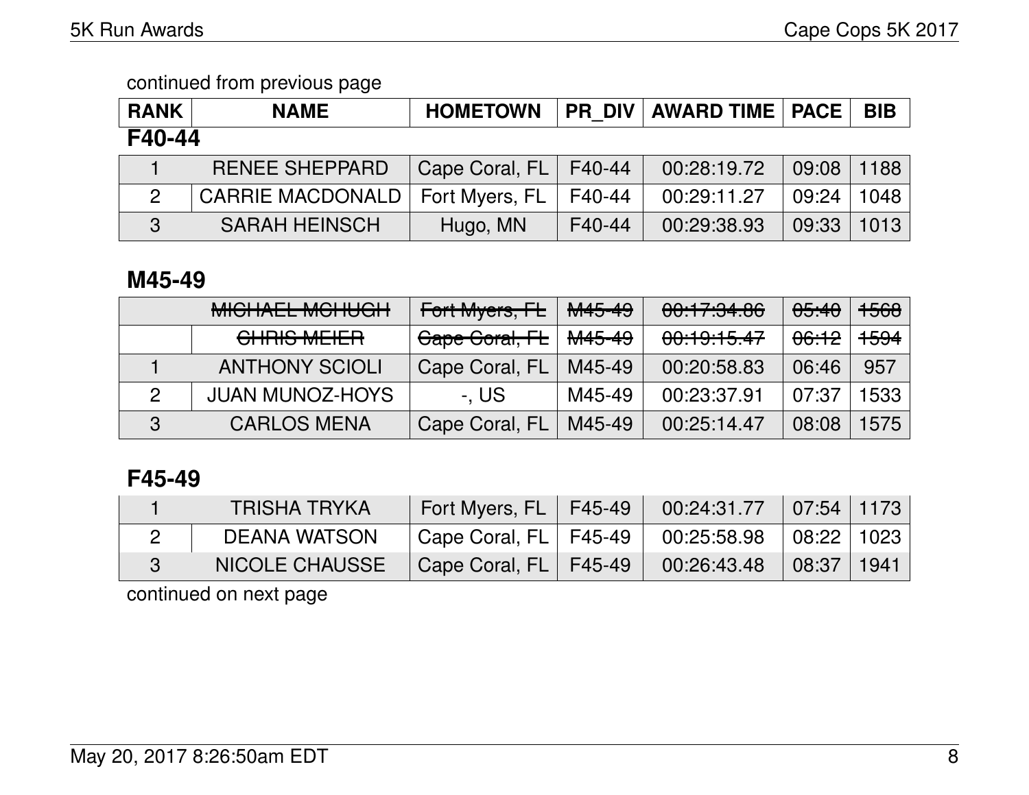continued from previous page

| RANK | NAME | HOMETOWN | PR_DIV | AWARD TIME | PACE | BIB |
|---|---|---|---|---|---|---|

## F40-44

| RANK | NAME | HOMETOWN | PR_DIV | AWARD TIME | PACE | BIB |
|---|---|---|---|---|---|---|
| 1 | RENEE SHEPPARD | Cape Coral, FL | F40-44 | 00:28:19.72 | 09:08 | 1188 |
| 2 | CARRIE MACDONALD | Fort Myers, FL | F40-44 | 00:29:11.27 | 09:24 | 1048 |
| 3 | SARAH HEINSCH | Hugo, MN | F40-44 | 00:29:38.93 | 09:33 | 1013 |

## M45-49

| RANK | NAME | HOMETOWN | PR_DIV | AWARD TIME | PACE | BIB |
|---|---|---|---|---|---|---|
| | ~~MICHAEL MCHUGH~~ | ~~Fort Myers, FL~~ | ~~M45-49~~ | ~~00:17:34.86~~ | ~~05:40~~ | ~~1568~~ |
| | ~~CHRIS MEIER~~ | ~~Cape Coral, FL~~ | ~~M45-49~~ | ~~00:19:15.47~~ | ~~06:12~~ | ~~1594~~ |
| 1 | ANTHONY SCIOLI | Cape Coral, FL | M45-49 | 00:20:58.83 | 06:46 | 957 |
| 2 | JUAN MUNOZ-HOYS | -, US | M45-49 | 00:23:37.91 | 07:37 | 1533 |
| 3 | CARLOS MENA | Cape Coral, FL | M45-49 | 00:25:14.47 | 08:08 | 1575 |

## F45-49

| RANK | NAME | HOMETOWN | PR_DIV | AWARD TIME | PACE | BIB |
|---|---|---|---|---|---|---|
| 1 | TRISHA TRYKA | Fort Myers, FL | F45-49 | 00:24:31.77 | 07:54 | 1173 |
| 2 | DEANA WATSON | Cape Coral, FL | F45-49 | 00:25:58.98 | 08:22 | 1023 |
| 3 | NICOLE CHAUSSE | Cape Coral, FL | F45-49 | 00:26:43.48 | 08:37 | 1941 |

continued on next page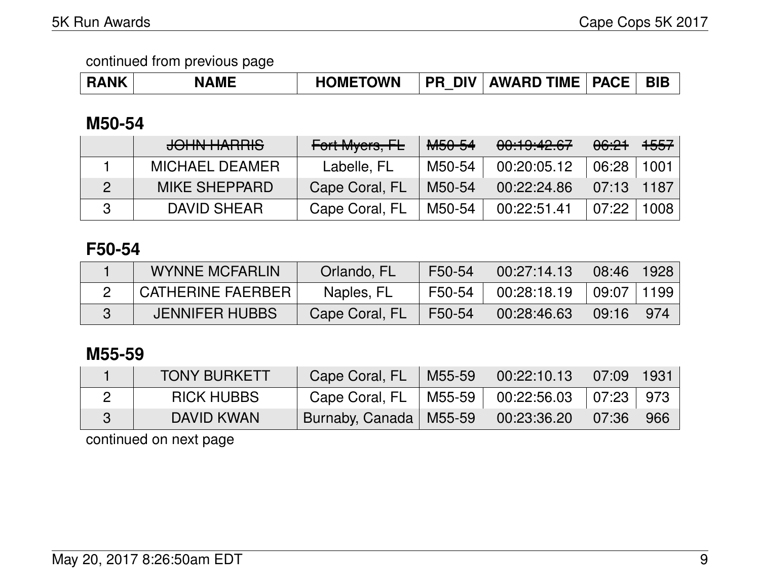continued from previous page

| RANK | NAME | HOMETOWN | PR_DIV | AWARD TIME | PACE | BIB |
|---|---|---|---|---|---|---|

## M50-54

| RANK | NAME | HOMETOWN | PR_DIV | AWARD TIME | PACE | BIB |
|---|---|---|---|---|---|---|
| | ~~JOHN HARRIS~~ | ~~Fort Myers, FL~~ | ~~M50-54~~ | ~~00:19:42.67~~ | ~~06:21~~ | ~~1557~~ |
| 1 | MICHAEL DEAMER | Labelle, FL | M50-54 | 00:20:05.12 | 06:28 | 1001 |
| 2 | MIKE SHEPPARD | Cape Coral, FL | M50-54 | 00:22:24.86 | 07:13 | 1187 |
| 3 | DAVID SHEAR | Cape Coral, FL | M50-54 | 00:22:51.41 | 07:22 | 1008 |

## F50-54

| RANK | NAME | HOMETOWN | PR_DIV | AWARD TIME | PACE | BIB |
|---|---|---|---|---|---|---|
| 1 | WYNNE MCFARLIN | Orlando, FL | F50-54 | 00:27:14.13 | 08:46 | 1928 |
| 2 | CATHERINE FAERBER | Naples, FL | F50-54 | 00:28:18.19 | 09:07 | 1199 |
| 3 | JENNIFER HUBBS | Cape Coral, FL | F50-54 | 00:28:46.63 | 09:16 | 974 |

## M55-59

| RANK | NAME | HOMETOWN | PR_DIV | AWARD TIME | PACE | BIB |
|---|---|---|---|---|---|---|
| 1 | TONY BURKETT | Cape Coral, FL | M55-59 | 00:22:10.13 | 07:09 | 1931 |
| 2 | RICK HUBBS | Cape Coral, FL | M55-59 | 00:22:56.03 | 07:23 | 973 |
| 3 | DAVID KWAN | Burnaby, Canada | M55-59 | 00:23:36.20 | 07:36 | 966 |

continued on next page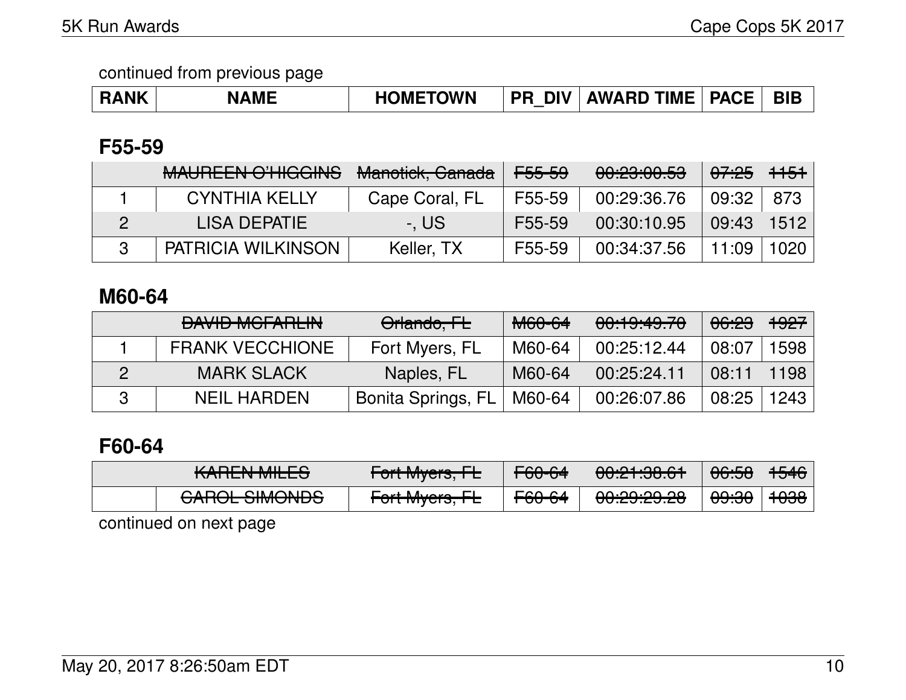continued from previous page

| RANK | NAME | HOMETOWN | PR_DIV | AWARD TIME | PACE | BIB |
|---|---|---|---|---|---|---|

## F55-59

| RANK | NAME | HOMETOWN | PR_DIV | AWARD TIME | PACE | BIB |
|---|---|---|---|---|---|---|
| | ~~MAUREEN O'HIGGINS~~ | ~~Manotick, Canada~~ | ~~F55-59~~ | ~~00:23:00.53~~ | ~~07:25~~ | ~~1151~~ |
| 1 | CYNTHIA KELLY | Cape Coral, FL | F55-59 | 00:29:36.76 | 09:32 | 873 |
| 2 | LISA DEPATIE | -, US | F55-59 | 00:30:10.95 | 09:43 | 1512 |
| 3 | PATRICIA WILKINSON | Keller, TX | F55-59 | 00:34:37.56 | 11:09 | 1020 |

## M60-64

| RANK | NAME | HOMETOWN | PR_DIV | AWARD TIME | PACE | BIB |
|---|---|---|---|---|---|---|
| | ~~DAVID MCFARLIN~~ | ~~Orlando, FL~~ | ~~M60-64~~ | ~~00:19:49.70~~ | ~~06:23~~ | ~~1927~~ |
| 1 | FRANK VECCHIONE | Fort Myers, FL | M60-64 | 00:25:12.44 | 08:07 | 1598 |
| 2 | MARK SLACK | Naples, FL | M60-64 | 00:25:24.11 | 08:11 | 1198 |
| 3 | NEIL HARDEN | Bonita Springs, FL | M60-64 | 00:26:07.86 | 08:25 | 1243 |

## F60-64

| RANK | NAME | HOMETOWN | PR_DIV | AWARD TIME | PACE | BIB |
|---|---|---|---|---|---|---|
| | ~~KAREN MILES~~ | ~~Fort Myers, FL~~ | ~~F60-64~~ | ~~00:21:38.61~~ | ~~06:58~~ | ~~1546~~ |
| | ~~CAROL SIMONDS~~ | ~~Fort Myers, FL~~ | ~~F60-64~~ | ~~00:29:29.28~~ | ~~09:30~~ | ~~1038~~ |

continued on next page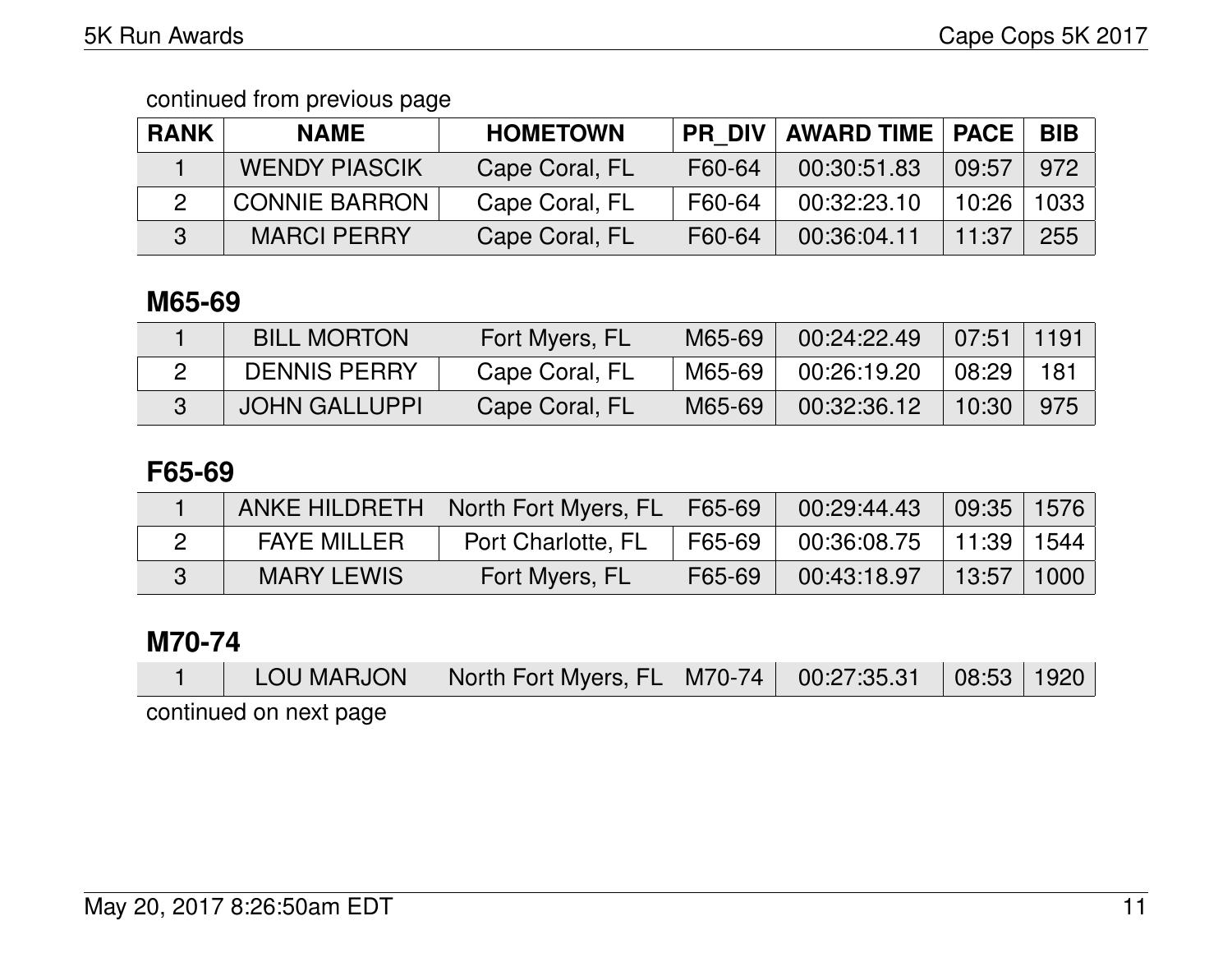continued from previous page

| RANK | NAME | HOMETOWN | PR_DIV | AWARD TIME | PACE | BIB |
|---|---|---|---|---|---|---|
| 1 | WENDY PIASCIK | Cape Coral, FL | F60-64 | 00:30:51.83 | 09:57 | 972 |
| 2 | CONNIE BARRON | Cape Coral, FL | F60-64 | 00:32:23.10 | 10:26 | 1033 |
| 3 | MARCI PERRY | Cape Coral, FL | F60-64 | 00:36:04.11 | 11:37 | 255 |

## M65-69

| RANK | NAME | HOMETOWN | PR_DIV | AWARD TIME | PACE | BIB |
|---|---|---|---|---|---|---|
| 1 | BILL MORTON | Fort Myers, FL | M65-69 | 00:24:22.49 | 07:51 | 1191 |
| 2 | DENNIS PERRY | Cape Coral, FL | M65-69 | 00:26:19.20 | 08:29 | 181 |
| 3 | JOHN GALLUPPI | Cape Coral, FL | M65-69 | 00:32:36.12 | 10:30 | 975 |

## F65-69

| RANK | NAME | HOMETOWN | PR_DIV | AWARD TIME | PACE | BIB |
|---|---|---|---|---|---|---|
| 1 | ANKE HILDRETH | North Fort Myers, FL | F65-69 | 00:29:44.43 | 09:35 | 1576 |
| 2 | FAYE MILLER | Port Charlotte, FL | F65-69 | 00:36:08.75 | 11:39 | 1544 |
| 3 | MARY LEWIS | Fort Myers, FL | F65-69 | 00:43:18.97 | 13:57 | 1000 |

## M70-74

| RANK | NAME | HOMETOWN | PR_DIV | AWARD TIME | PACE | BIB |
|---|---|---|---|---|---|---|
| 1 | LOU MARJON | North Fort Myers, FL | M70-74 | 00:27:35.31 | 08:53 | 1920 |

continued on next page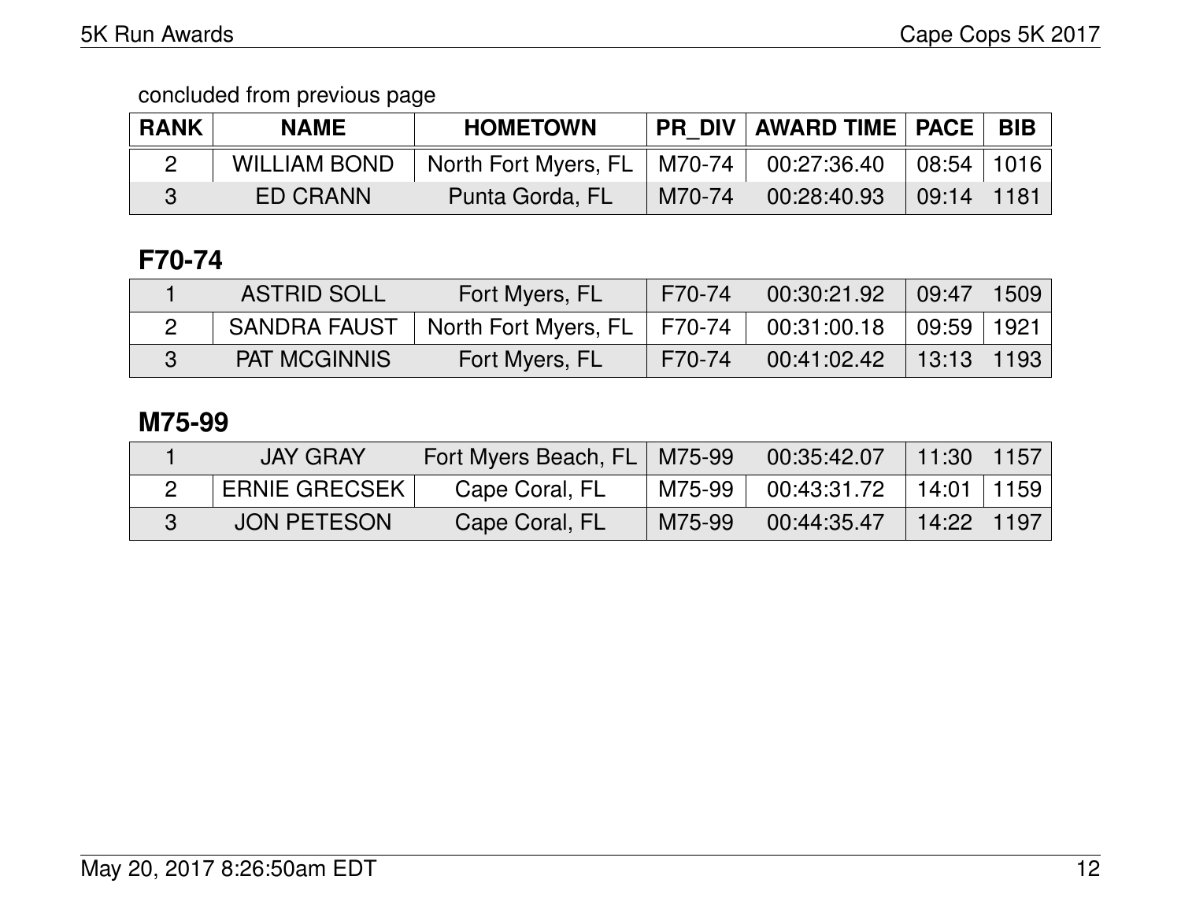concluded from previous page

| RANK | NAME | HOMETOWN | PR_DIV | AWARD TIME | PACE | BIB |
|---|---|---|---|---|---|---|
| 2 | WILLIAM BOND | North Fort Myers, FL | M70-74 | 00:27:36.40 | 08:54 | 1016 |
| 3 | ED CRANN | Punta Gorda, FL | M70-74 | 00:28:40.93 | 09:14 | 1181 |

## F70-74

| | | | | | | |
|---|---|---|---|---|---|---|
| 1 | ASTRID SOLL | Fort Myers, FL | F70-74 | 00:30:21.92 | 09:47 | 1509 |
| 2 | SANDRA FAUST | North Fort Myers, FL | F70-74 | 00:31:00.18 | 09:59 | 1921 |
| 3 | PAT MCGINNIS | Fort Myers, FL | F70-74 | 00:41:02.42 | 13:13 | 1193 |

## M75-99

| | | | | | | |
|---|---|---|---|---|---|---|
| 1 | JAY GRAY | Fort Myers Beach, FL | M75-99 | 00:35:42.07 | 11:30 | 1157 |
| 2 | ERNIE GRECSEK | Cape Coral, FL | M75-99 | 00:43:31.72 | 14:01 | 1159 |
| 3 | JON PETESON | Cape Coral, FL | M75-99 | 00:44:35.47 | 14:22 | 1197 |